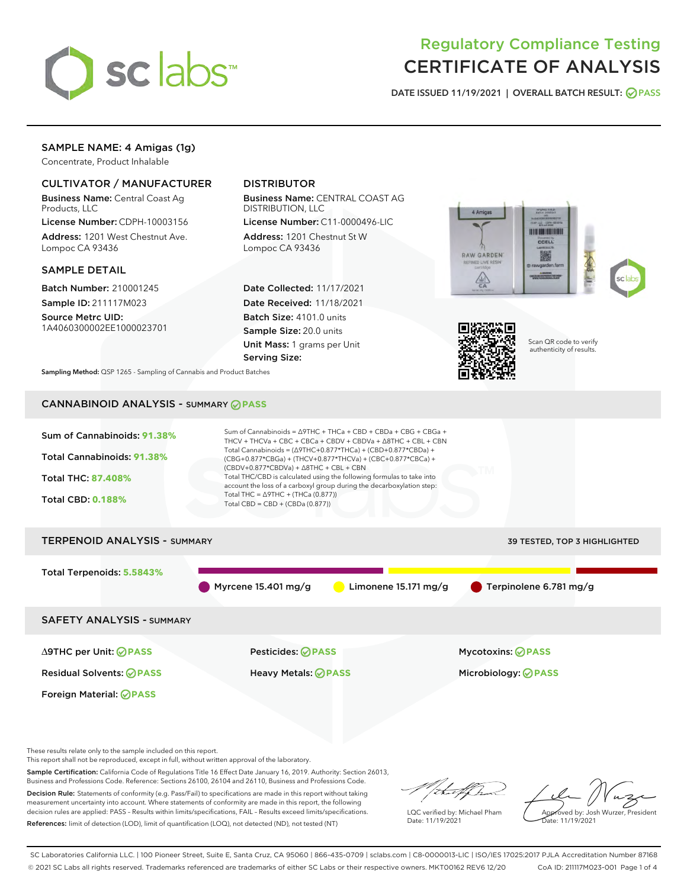# Regulatory Compliance Testing
# CERTIFICATE OF ANALYSIS

DATE ISSUED 11/19/2021 | OVERALL BATCH RESULT: PASS

## SAMPLE NAME: 4 Amigas (1g)

Concentrate, Product Inhalable

### CULTIVATOR / MANUFACTURER

**Business Name:** Central Coast Ag Products, LLC

**License Number:** CDPH-10003156

**Address:** 1201 West Chestnut Ave. Lompoc CA 93436

### DISTRIBUTOR

**Business Name:** CENTRAL COAST AG DISTRIBUTION, LLC

**License Number:** C11-0000496-LIC

**Address:** 1201 Chestnut St W Lompoc CA 93436

### SAMPLE DETAIL

**Batch Number:** 210001245

**Sample ID:** 211117M023

**Source Metrc UID:** 1A4060300002EE1000023701

**Date Collected:** 11/17/2021

**Date Received:** 11/18/2021

**Batch Size:** 4101.0 units

**Sample Size:** 20.0 units

**Unit Mass:** 1 grams per Unit

**Serving Size:**

Scan QR code to verify authenticity of results.

**Sampling Method:** QSP 1265 - Sampling of Cannabis and Product Batches

## CANNABINOID ANALYSIS - SUMMARY PASS

Sum of Cannabinoids: **91.38%**

Total Cannabinoids: **91.38%**

Total THC: **87.408%**

Total CBD: **0.188%**

Sum of Cannabinoids = Δ9THC + THCa + CBD + CBDa + CBG + CBGa + THCV + THCVa + CBC + CBCa + CBDV + CBDVa + Δ8THC + CBL + CBN

Total Cannabinoids = (Δ9THC+0.877*THCa) + (CBD+0.877*CBDa) + (CBG+0.877*CBGa) + (THCV+0.877*THCVa) + (CBC+0.877*CBCa) + (CBDV+0.877*CBDVa) + Δ8THC + CBL + CBN

Total THC/CBD is calculated using the following formulas to take into account the loss of a carboxyl group during the decarboxylation step:

Total THC = Δ9THC + (THCa (0.877))

Total CBD = CBD + (CBDa (0.877))

## TERPENOID ANALYSIS - SUMMARY

39 TESTED, TOP 3 HIGHLIGHTED

Total Terpenoids: **5.5843%**

Myrcene 15.401 mg/g | Limonene 15.171 mg/g | Terpinolene 6.781 mg/g

## SAFETY ANALYSIS - SUMMARY

Δ9THC per Unit: PASS

Pesticides: PASS

Mycotoxins: PASS

Residual Solvents: PASS

Heavy Metals: PASS

Microbiology: PASS

Foreign Material: PASS

These results relate only to the sample included on this report.
This report shall not be reproduced, except in full, without written approval of the laboratory.

**Sample Certification:** California Code of Regulations Title 16 Effect Date January 16, 2019. Authority: Section 26013, Business and Professions Code. Reference: Sections 26100, 26104 and 26110, Business and Professions Code.

**Decision Rule:** Statements of conformity (e.g. Pass/Fail) to specifications are made in this report without taking measurement uncertainty into account. Where statements of conformity are made in this report, the following decision rules are applied: PASS – Results within limits/specifications, FAIL – Results exceed limits/specifications.

**References:** limit of detection (LOD), limit of quantification (LOQ), not detected (ND), not tested (NT)

LQC verified by: Michael Pham
Date: 11/19/2021

Approved by: Josh Wurzer, President
Date: 11/19/2021

SC Laboratories California LLC. | 100 Pioneer Street, Suite E, Santa Cruz, CA 95060 | 866-435-0709 | sclabs.com | C8-0000013-LIC | ISO/IES 17025:2017 PJLA Accreditation Number 87168
© 2021 SC Labs all rights reserved. Trademarks referenced are trademarks of either SC Labs or their respective owners. MKT00162 REV6 12/20 CoA ID: 211117M023-001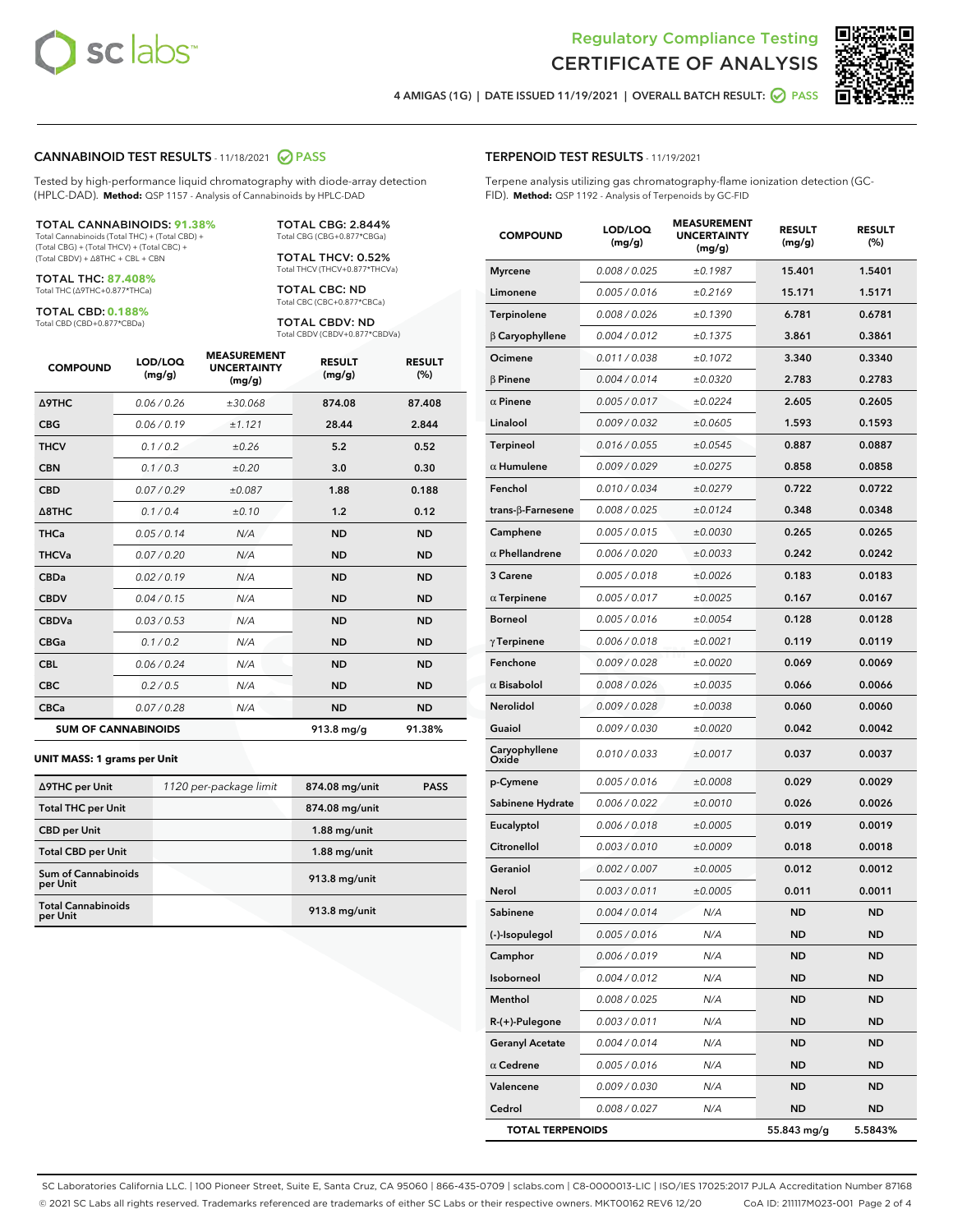Regulatory Compliance Testing
# CERTIFICATE OF ANALYSIS

4 AMIGAS (1G) | DATE ISSUED 11/19/2021 | OVERALL BATCH RESULT: PASS

## CANNABINOID TEST RESULTS - 11/18/2021 PASS

Tested by high-performance liquid chromatography with diode-array detection (HPLC-DAD). **Method:** QSP 1157 - Analysis of Cannabinoids by HPLC-DAD

**TOTAL CANNABINOIDS: 91.38%**
Total Cannabinoids (Total THC) + (Total CBD) + (Total CBG) + (Total THCV) + (Total CBC) + (Total CBDV) + Δ8THC + CBL + CBN

**TOTAL THC: 87.408%**
Total THC (Δ9THC+0.877*THCa)

**TOTAL CBD: 0.188%**
Total CBD (CBD+0.877*CBDa)

**TOTAL CBG: 2.844%**
Total CBG (CBG+0.877*CBGa)

**TOTAL THCV: 0.52%**
Total THCV (THCV+0.877*THCVa)

**TOTAL CBC: ND**
Total CBC (CBC+0.877*CBCa)

**TOTAL CBDV: ND**
Total CBDV (CBDV+0.877*CBDVa)

| COMPOUND | LOD/LOQ (mg/g) | MEASUREMENT UNCERTAINTY (mg/g) | RESULT (mg/g) | RESULT (%) |
|---|---|---|---|---|
| Δ9THC | 0.06 / 0.26 | ±30.068 | 874.08 | 87.408 |
| CBG | 0.06 / 0.19 | ±1.121 | 28.44 | 2.844 |
| THCV | 0.1 / 0.2 | ±0.26 | 5.2 | 0.52 |
| CBN | 0.1 / 0.3 | ±0.20 | 3.0 | 0.30 |
| CBD | 0.07 / 0.29 | ±0.087 | 1.88 | 0.188 |
| Δ8THC | 0.1 / 0.4 | ±0.10 | 1.2 | 0.12 |
| THCa | 0.05 / 0.14 | N/A | ND | ND |
| THCVa | 0.07 / 0.20 | N/A | ND | ND |
| CBDa | 0.02 / 0.19 | N/A | ND | ND |
| CBDV | 0.04 / 0.15 | N/A | ND | ND |
| CBDVa | 0.03 / 0.53 | N/A | ND | ND |
| CBGa | 0.1 / 0.2 | N/A | ND | ND |
| CBL | 0.06 / 0.24 | N/A | ND | ND |
| CBC | 0.2 / 0.5 | N/A | ND | ND |
| CBCa | 0.07 / 0.28 | N/A | ND | ND |
| **SUM OF CANNABINOIDS** | | | 913.8 mg/g | 91.38% |

**UNIT MASS: 1 grams per Unit**

| | | | |
|---|---|---|---|
| Δ9THC per Unit | 1120 per-package limit | 874.08 mg/unit | PASS |
| Total THC per Unit | | 874.08 mg/unit | |
| CBD per Unit | | 1.88 mg/unit | |
| Total CBD per Unit | | 1.88 mg/unit | |
| Sum of Cannabinoids per Unit | | 913.8 mg/unit | |
| Total Cannabinoids per Unit | | 913.8 mg/unit | |

## TERPENOID TEST RESULTS - 11/19/2021

Terpene analysis utilizing gas chromatography-flame ionization detection (GC-FID). **Method:** QSP 1192 - Analysis of Terpenoids by GC-FID

| COMPOUND | LOD/LOQ (mg/g) | MEASUREMENT UNCERTAINTY (mg/g) | RESULT (mg/g) | RESULT (%) |
|---|---|---|---|---|
| Myrcene | 0.008 / 0.025 | ±0.1987 | 15.401 | 1.5401 |
| Limonene | 0.005 / 0.016 | ±0.2169 | 15.171 | 1.5171 |
| Terpinolene | 0.008 / 0.026 | ±0.1390 | 6.781 | 0.6781 |
| β Caryophyllene | 0.004 / 0.012 | ±0.1375 | 3.861 | 0.3861 |
| Ocimene | 0.011 / 0.038 | ±0.1072 | 3.340 | 0.3340 |
| β Pinene | 0.004 / 0.014 | ±0.0320 | 2.783 | 0.2783 |
| α Pinene | 0.005 / 0.017 | ±0.0224 | 2.605 | 0.2605 |
| Linalool | 0.009 / 0.032 | ±0.0605 | 1.593 | 0.1593 |
| Terpineol | 0.016 / 0.055 | ±0.0545 | 0.887 | 0.0887 |
| α Humulene | 0.009 / 0.029 | ±0.0275 | 0.858 | 0.0858 |
| Fenchol | 0.010 / 0.034 | ±0.0279 | 0.722 | 0.0722 |
| trans-β-Farnesene | 0.008 / 0.025 | ±0.0124 | 0.348 | 0.0348 |
| Camphene | 0.005 / 0.015 | ±0.0030 | 0.265 | 0.0265 |
| α Phellandrene | 0.006 / 0.020 | ±0.0033 | 0.242 | 0.0242 |
| 3 Carene | 0.005 / 0.018 | ±0.0026 | 0.183 | 0.0183 |
| α Terpinene | 0.005 / 0.017 | ±0.0025 | 0.167 | 0.0167 |
| Borneol | 0.005 / 0.016 | ±0.0054 | 0.128 | 0.0128 |
| γ Terpinene | 0.006 / 0.018 | ±0.0021 | 0.119 | 0.0119 |
| Fenchone | 0.009 / 0.028 | ±0.0020 | 0.069 | 0.0069 |
| α Bisabolol | 0.008 / 0.026 | ±0.0035 | 0.066 | 0.0066 |
| Nerolidol | 0.009 / 0.028 | ±0.0038 | 0.060 | 0.0060 |
| Guaiol | 0.009 / 0.030 | ±0.0020 | 0.042 | 0.0042 |
| Caryophyllene Oxide | 0.010 / 0.033 | ±0.0017 | 0.037 | 0.0037 |
| p-Cymene | 0.005 / 0.016 | ±0.0008 | 0.029 | 0.0029 |
| Sabinene Hydrate | 0.006 / 0.022 | ±0.0010 | 0.026 | 0.0026 |
| Eucalyptol | 0.006 / 0.018 | ±0.0005 | 0.019 | 0.0019 |
| Citronellol | 0.003 / 0.010 | ±0.0009 | 0.018 | 0.0018 |
| Geraniol | 0.002 / 0.007 | ±0.0005 | 0.012 | 0.0012 |
| Nerol | 0.003 / 0.011 | ±0.0005 | 0.011 | 0.0011 |
| Sabinene | 0.004 / 0.014 | N/A | ND | ND |
| (-)-Isopulegol | 0.005 / 0.016 | N/A | ND | ND |
| Camphor | 0.006 / 0.019 | N/A | ND | ND |
| Isoborneol | 0.004 / 0.012 | N/A | ND | ND |
| Menthol | 0.008 / 0.025 | N/A | ND | ND |
| R-(+)-Pulegone | 0.003 / 0.011 | N/A | ND | ND |
| Geranyl Acetate | 0.004 / 0.014 | N/A | ND | ND |
| α Cedrene | 0.005 / 0.016 | N/A | ND | ND |
| Valencene | 0.009 / 0.030 | N/A | ND | ND |
| Cedrol | 0.008 / 0.027 | N/A | ND | ND |
| **TOTAL TERPENOIDS** | | | 55.843 mg/g | 5.5843% |

SC Laboratories California LLC. | 100 Pioneer Street, Suite E, Santa Cruz, CA 95060 | 866-435-0709 | sclabs.com | C8-0000013-LIC | ISO/IES 17025:2017 PJLA Accreditation Number 87168
© 2021 SC Labs all rights reserved. Trademarks referenced are trademarks of either SC Labs or their respective owners. MKT00162 REV6 12/20 CoA ID: 211117M023-001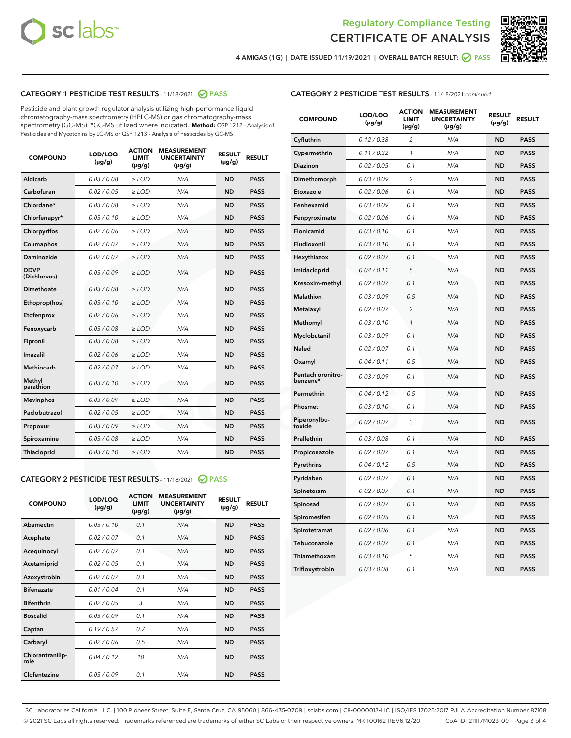Regulatory Compliance Testing
CERTIFICATE OF ANALYSIS

4 AMIGAS (1G) | DATE ISSUED 11/19/2021 | OVERALL BATCH RESULT: PASS

## CATEGORY 1 PESTICIDE TEST RESULTS - 11/18/2021 PASS

Pesticide and plant growth regulator analysis utilizing high-performance liquid chromatography-mass spectrometry (HPLC-MS) or gas chromatography-mass spectrometry (GC-MS). *GC-MS utilized where indicated. **Method:** QSP 1212 - Analysis of Pesticides and Mycotoxins by LC-MS or QSP 1213 - Analysis of Pesticides by GC-MS

| COMPOUND | LOD/LOQ (µg/g) | ACTION LIMIT (µg/g) | MEASUREMENT UNCERTAINTY (µg/g) | RESULT (µg/g) | RESULT |
|---|---|---|---|---|---|
| Aldicarb | 0.03 / 0.08 | ≥ LOD | N/A | ND | PASS |
| Carbofuran | 0.02 / 0.05 | ≥ LOD | N/A | ND | PASS |
| Chlordane* | 0.03 / 0.08 | ≥ LOD | N/A | ND | PASS |
| Chlorfenapyr* | 0.03 / 0.10 | ≥ LOD | N/A | ND | PASS |
| Chlorpyrifos | 0.02 / 0.06 | ≥ LOD | N/A | ND | PASS |
| Coumaphos | 0.02 / 0.07 | ≥ LOD | N/A | ND | PASS |
| Daminozide | 0.02 / 0.07 | ≥ LOD | N/A | ND | PASS |
| DDVP (Dichlorvos) | 0.03 / 0.09 | ≥ LOD | N/A | ND | PASS |
| Dimethoate | 0.03 / 0.08 | ≥ LOD | N/A | ND | PASS |
| Ethoprop(hos) | 0.03 / 0.10 | ≥ LOD | N/A | ND | PASS |
| Etofenprox | 0.02 / 0.06 | ≥ LOD | N/A | ND | PASS |
| Fenoxycarb | 0.03 / 0.08 | ≥ LOD | N/A | ND | PASS |
| Fipronil | 0.03 / 0.08 | ≥ LOD | N/A | ND | PASS |
| Imazalil | 0.02 / 0.06 | ≥ LOD | N/A | ND | PASS |
| Methiocarb | 0.02 / 0.07 | ≥ LOD | N/A | ND | PASS |
| Methyl parathion | 0.03 / 0.10 | ≥ LOD | N/A | ND | PASS |
| Mevinphos | 0.03 / 0.09 | ≥ LOD | N/A | ND | PASS |
| Paclobutrazol | 0.02 / 0.05 | ≥ LOD | N/A | ND | PASS |
| Propoxur | 0.03 / 0.09 | ≥ LOD | N/A | ND | PASS |
| Spiroxamine | 0.03 / 0.08 | ≥ LOD | N/A | ND | PASS |
| Thiacloprid | 0.03 / 0.10 | ≥ LOD | N/A | ND | PASS |

## CATEGORY 2 PESTICIDE TEST RESULTS - 11/18/2021 PASS

| COMPOUND | LOD/LOQ (µg/g) | ACTION LIMIT (µg/g) | MEASUREMENT UNCERTAINTY (µg/g) | RESULT (µg/g) | RESULT |
|---|---|---|---|---|---|
| Abamectin | 0.03 / 0.10 | 0.1 | N/A | ND | PASS |
| Acephate | 0.02 / 0.07 | 0.1 | N/A | ND | PASS |
| Acequinocyl | 0.02 / 0.07 | 0.1 | N/A | ND | PASS |
| Acetamiprid | 0.02 / 0.05 | 0.1 | N/A | ND | PASS |
| Azoxystrobin | 0.02 / 0.07 | 0.1 | N/A | ND | PASS |
| Bifenazate | 0.01 / 0.04 | 0.1 | N/A | ND | PASS |
| Bifenthrin | 0.02 / 0.05 | 3 | N/A | ND | PASS |
| Boscalid | 0.03 / 0.09 | 0.1 | N/A | ND | PASS |
| Captan | 0.19 / 0.57 | 0.7 | N/A | ND | PASS |
| Carbaryl | 0.02 / 0.06 | 0.5 | N/A | ND | PASS |
| Chlorantraniliprole | 0.04 / 0.12 | 10 | N/A | ND | PASS |
| Clofentezine | 0.03 / 0.09 | 0.1 | N/A | ND | PASS |
| Cyfluthrin | 0.12 / 0.38 | 2 | N/A | ND | PASS |
| Cypermethrin | 0.11 / 0.32 | 1 | N/A | ND | PASS |
| Diazinon | 0.02 / 0.05 | 0.1 | N/A | ND | PASS |
| Dimethomorph | 0.03 / 0.09 | 2 | N/A | ND | PASS |
| Etoxazole | 0.02 / 0.06 | 0.1 | N/A | ND | PASS |
| Fenhexamid | 0.03 / 0.09 | 0.1 | N/A | ND | PASS |
| Fenpyroximate | 0.02 / 0.06 | 0.1 | N/A | ND | PASS |
| Flonicamid | 0.03 / 0.10 | 0.1 | N/A | ND | PASS |
| Fludioxonil | 0.03 / 0.10 | 0.1 | N/A | ND | PASS |
| Hexythiazox | 0.02 / 0.07 | 0.1 | N/A | ND | PASS |
| Imidacloprid | 0.04 / 0.11 | 5 | N/A | ND | PASS |
| Kresoxim-methyl | 0.02 / 0.07 | 0.1 | N/A | ND | PASS |
| Malathion | 0.03 / 0.09 | 0.5 | N/A | ND | PASS |
| Metalaxyl | 0.02 / 0.07 | 2 | N/A | ND | PASS |
| Methomyl | 0.03 / 0.10 | 1 | N/A | ND | PASS |
| Myclobutanil | 0.03 / 0.09 | 0.1 | N/A | ND | PASS |
| Naled | 0.02 / 0.07 | 0.1 | N/A | ND | PASS |
| Oxamyl | 0.04 / 0.11 | 0.5 | N/A | ND | PASS |
| Pentachloronitrobenzene* | 0.03 / 0.09 | 0.1 | N/A | ND | PASS |
| Permethrin | 0.04 / 0.12 | 0.5 | N/A | ND | PASS |
| Phosmet | 0.03 / 0.10 | 0.1 | N/A | ND | PASS |
| Piperonylbutoxide | 0.02 / 0.07 | 3 | N/A | ND | PASS |
| Prallethrin | 0.03 / 0.08 | 0.1 | N/A | ND | PASS |
| Propiconazole | 0.02 / 0.07 | 0.1 | N/A | ND | PASS |
| Pyrethrins | 0.04 / 0.12 | 0.5 | N/A | ND | PASS |
| Pyridaben | 0.02 / 0.07 | 0.1 | N/A | ND | PASS |
| Spinetoram | 0.02 / 0.07 | 0.1 | N/A | ND | PASS |
| Spinosad | 0.02 / 0.07 | 0.1 | N/A | ND | PASS |
| Spiromesifen | 0.02 / 0.05 | 0.1 | N/A | ND | PASS |
| Spirotetramat | 0.02 / 0.06 | 0.1 | N/A | ND | PASS |
| Tebuconazole | 0.02 / 0.07 | 0.1 | N/A | ND | PASS |
| Thiamethoxam | 0.03 / 0.10 | 5 | N/A | ND | PASS |
| Trifloxystrobin | 0.03 / 0.08 | 0.1 | N/A | ND | PASS |

SC Laboratories California LLC. | 100 Pioneer Street, Suite E, Santa Cruz, CA 95060 | 866-435-0709 | sclabs.com | C8-0000013-LIC | ISO/IES 17025:2017 PJLA Accreditation Number 87168
© 2021 SC Labs all rights reserved. Trademarks referenced are trademarks of either SC Labs or their respective owners. MKT00162 REV6 12/20 CoA ID: 211117M023-001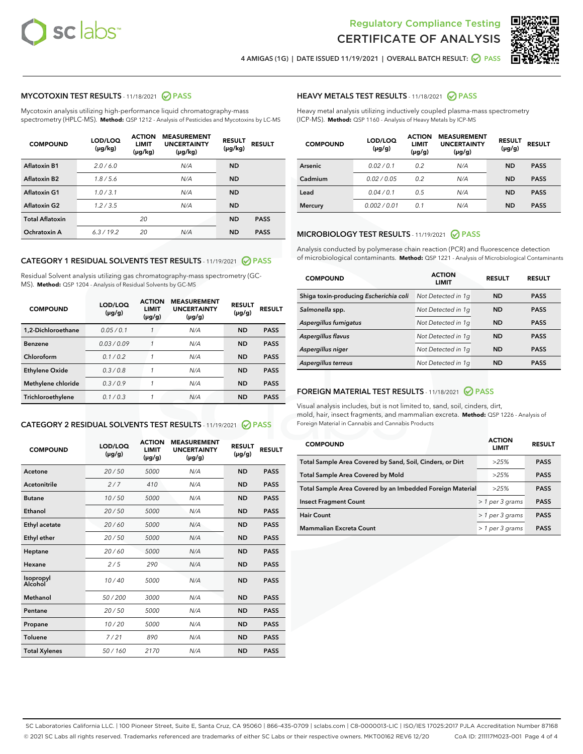Regulatory Compliance Testing
# CERTIFICATE OF ANALYSIS

4 AMIGAS (1G) | DATE ISSUED 11/19/2021 | OVERALL BATCH RESULT: PASS

## MYCOTOXIN TEST RESULTS - 11/18/2021 PASS

Mycotoxin analysis utilizing high-performance liquid chromatography-mass spectrometry (HPLC-MS). **Method:** QSP 1212 - Analysis of Pesticides and Mycotoxins by LC-MS

| COMPOUND | LOD/LOQ (µg/kg) | ACTION LIMIT (µg/kg) | MEASUREMENT UNCERTAINTY (µg/kg) | RESULT (µg/kg) | RESULT |
|---|---|---|---|---|---|
| Aflatoxin B1 | 2.0 / 6.0 | | N/A | ND | |
| Aflatoxin B2 | 1.8 / 5.6 | | N/A | ND | |
| Aflatoxin G1 | 1.0 / 3.1 | | N/A | ND | |
| Aflatoxin G2 | 1.2 / 3.5 | | N/A | ND | |
| Total Aflatoxin | | 20 | | ND | PASS |
| Ochratoxin A | 6.3 / 19.2 | 20 | N/A | ND | PASS |

## CATEGORY 1 RESIDUAL SOLVENTS TEST RESULTS - 11/19/2021 PASS

Residual Solvent analysis utilizing gas chromatography-mass spectrometry (GC-MS). **Method:** QSP 1204 - Analysis of Residual Solvents by GC-MS

| COMPOUND | LOD/LOQ (µg/g) | ACTION LIMIT (µg/g) | MEASUREMENT UNCERTAINTY (µg/g) | RESULT (µg/g) | RESULT |
|---|---|---|---|---|---|
| 1,2-Dichloroethane | 0.05 / 0.1 | 1 | N/A | ND | PASS |
| Benzene | 0.03 / 0.09 | 1 | N/A | ND | PASS |
| Chloroform | 0.1 / 0.2 | 1 | N/A | ND | PASS |
| Ethylene Oxide | 0.3 / 0.8 | 1 | N/A | ND | PASS |
| Methylene chloride | 0.3 / 0.9 | 1 | N/A | ND | PASS |
| Trichloroethylene | 0.1 / 0.3 | 1 | N/A | ND | PASS |

## CATEGORY 2 RESIDUAL SOLVENTS TEST RESULTS - 11/19/2021 PASS

| COMPOUND | LOD/LOQ (µg/g) | ACTION LIMIT (µg/g) | MEASUREMENT UNCERTAINTY (µg/g) | RESULT (µg/g) | RESULT |
|---|---|---|---|---|---|
| Acetone | 20 / 50 | 5000 | N/A | ND | PASS |
| Acetonitrile | 2 / 7 | 410 | N/A | ND | PASS |
| Butane | 10 / 50 | 5000 | N/A | ND | PASS |
| Ethanol | 20 / 50 | 5000 | N/A | ND | PASS |
| Ethyl acetate | 20 / 60 | 5000 | N/A | ND | PASS |
| Ethyl ether | 20 / 50 | 5000 | N/A | ND | PASS |
| Heptane | 20 / 60 | 5000 | N/A | ND | PASS |
| Hexane | 2 / 5 | 290 | N/A | ND | PASS |
| Isopropyl Alcohol | 10 / 40 | 5000 | N/A | ND | PASS |
| Methanol | 50 / 200 | 3000 | N/A | ND | PASS |
| Pentane | 20 / 50 | 5000 | N/A | ND | PASS |
| Propane | 10 / 20 | 5000 | N/A | ND | PASS |
| Toluene | 7 / 21 | 890 | N/A | ND | PASS |
| Total Xylenes | 50 / 160 | 2170 | N/A | ND | PASS |

## HEAVY METALS TEST RESULTS - 11/18/2021 PASS

Heavy metal analysis utilizing inductively coupled plasma-mass spectrometry (ICP-MS). **Method:** QSP 1160 - Analysis of Heavy Metals by ICP-MS

| COMPOUND | LOD/LOQ (µg/g) | ACTION LIMIT (µg/g) | MEASUREMENT UNCERTAINTY (µg/g) | RESULT (µg/g) | RESULT |
|---|---|---|---|---|---|
| Arsenic | 0.02 / 0.1 | 0.2 | N/A | ND | PASS |
| Cadmium | 0.02 / 0.05 | 0.2 | N/A | ND | PASS |
| Lead | 0.04 / 0.1 | 0.5 | N/A | ND | PASS |
| Mercury | 0.002 / 0.01 | 0.1 | N/A | ND | PASS |

## MICROBIOLOGY TEST RESULTS - 11/19/2021 PASS

Analysis conducted by polymerase chain reaction (PCR) and fluorescence detection of microbiological contaminants. **Method:** QSP 1221 - Analysis of Microbiological Contaminants

| COMPOUND | ACTION LIMIT | RESULT | RESULT |
|---|---|---|---|
| Shiga toxin-producing *Escherichia coli* | Not Detected in 1g | ND | PASS |
| *Salmonella* spp. | Not Detected in 1g | ND | PASS |
| *Aspergillus fumigatus* | Not Detected in 1g | ND | PASS |
| *Aspergillus flavus* | Not Detected in 1g | ND | PASS |
| *Aspergillus niger* | Not Detected in 1g | ND | PASS |
| *Aspergillus terreus* | Not Detected in 1g | ND | PASS |

## FOREIGN MATERIAL TEST RESULTS - 11/18/2021 PASS

Visual analysis includes, but is not limited to, sand, soil, cinders, dirt, mold, hair, insect fragments, and mammalian excreta. **Method:** QSP 1226 - Analysis of Foreign Material in Cannabis and Cannabis Products

| COMPOUND | ACTION LIMIT | RESULT |
|---|---|---|
| Total Sample Area Covered by Sand, Soil, Cinders, or Dirt | >25% | PASS |
| Total Sample Area Covered by Mold | >25% | PASS |
| Total Sample Area Covered by an Imbedded Foreign Material | >25% | PASS |
| Insect Fragment Count | > 1 per 3 grams | PASS |
| Hair Count | > 1 per 3 grams | PASS |
| Mammalian Excreta Count | > 1 per 3 grams | PASS |

SC Laboratories California LLC. | 100 Pioneer Street, Suite E, Santa Cruz, CA 95060 | 866-435-0709 | sclabs.com | C8-0000013-LIC | ISO/IES 17025:2017 PJLA Accreditation Number 87168
© 2021 SC Labs all rights reserved. Trademarks referenced are trademarks of either SC Labs or their respective owners. MKT00162 REV6 12/20 CoA ID: 211117M023-001